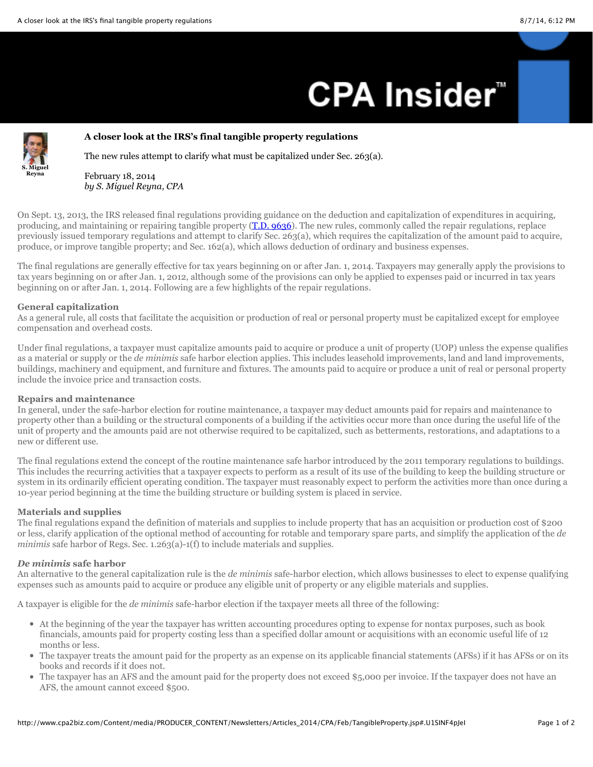# A closer look at the IRS's final tangible property regulations

The new rules attempt to clarify what must be capitalized under Sec. 263(a).

February 18, 2014
*by S. Miguel Reyna, CPA*

On Sept. 13, 2013, the IRS released final regulations providing guidance on the deduction and capitalization of expenditures in acquiring, producing, and maintaining or repairing tangible property (T.D. 9636). The new rules, commonly called the repair regulations, replace previously issued temporary regulations and attempt to clarify Sec. 263(a), which requires the capitalization of the amount paid to acquire, produce, or improve tangible property; and Sec. 162(a), which allows deduction of ordinary and business expenses.

The final regulations are generally effective for tax years beginning on or after Jan. 1, 2014. Taxpayers may generally apply the provisions to tax years beginning on or after Jan. 1, 2012, although some of the provisions can only be applied to expenses paid or incurred in tax years beginning on or after Jan. 1, 2014. Following are a few highlights of the repair regulations.

### General capitalization

As a general rule, all costs that facilitate the acquisition or production of real or personal property must be capitalized except for employee compensation and overhead costs.

Under final regulations, a taxpayer must capitalize amounts paid to acquire or produce a unit of property (UOP) unless the expense qualifies as a material or supply or the *de minimis* safe harbor election applies. This includes leasehold improvements, land and land improvements, buildings, machinery and equipment, and furniture and fixtures. The amounts paid to acquire or produce a unit of real or personal property include the invoice price and transaction costs.

### Repairs and maintenance

In general, under the safe-harbor election for routine maintenance, a taxpayer may deduct amounts paid for repairs and maintenance to property other than a building or the structural components of a building if the activities occur more than once during the useful life of the unit of property and the amounts paid are not otherwise required to be capitalized, such as betterments, restorations, and adaptations to a new or different use.

The final regulations extend the concept of the routine maintenance safe harbor introduced by the 2011 temporary regulations to buildings. This includes the recurring activities that a taxpayer expects to perform as a result of its use of the building to keep the building structure or system in its ordinarily efficient operating condition. The taxpayer must reasonably expect to perform the activities more than once during a 10-year period beginning at the time the building structure or building system is placed in service.

### Materials and supplies

The final regulations expand the definition of materials and supplies to include property that has an acquisition or production cost of $200 or less, clarify application of the optional method of accounting for rotable and temporary spare parts, and simplify the application of the *de minimis* safe harbor of Regs. Sec. 1.263(a)-1(f) to include materials and supplies.

### *De minimis* safe harbor

An alternative to the general capitalization rule is the *de minimis* safe-harbor election, which allows businesses to elect to expense qualifying expenses such as amounts paid to acquire or produce any eligible unit of property or any eligible materials and supplies.

A taxpayer is eligible for the *de minimis* safe-harbor election if the taxpayer meets all three of the following:

- At the beginning of the year the taxpayer has written accounting procedures opting to expense for nontax purposes, such as book financials, amounts paid for property costing less than a specified dollar amount or acquisitions with an economic useful life of 12 months or less.
- The taxpayer treats the amount paid for the property as an expense on its applicable financial statements (AFSs) if it has AFSs or on its books and records if it does not.
- The taxpayer has an AFS and the amount paid for the property does not exceed $5,000 per invoice. If the taxpayer does not have an AFS, the amount cannot exceed $500.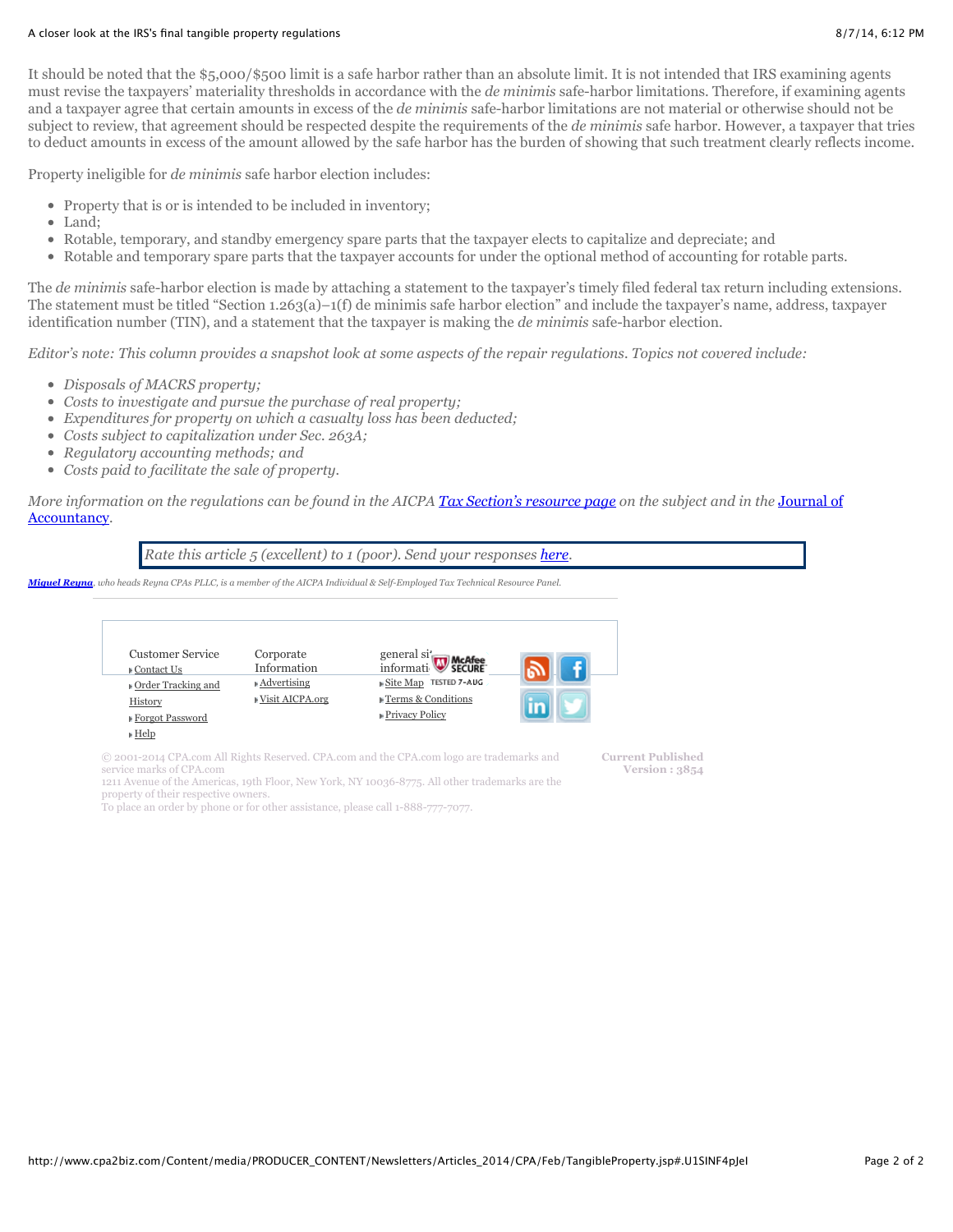It should be noted that the $5,000/$500 limit is a safe harbor rather than an absolute limit. It is not intended that IRS examining agents must revise the taxpayers' materiality thresholds in accordance with the *de minimis* safe-harbor limitations. Therefore, if examining agents and a taxpayer agree that certain amounts in excess of the *de minimis* safe-harbor limitations are not material or otherwise should not be subject to review, that agreement should be respected despite the requirements of the *de minimis* safe harbor. However, a taxpayer that tries to deduct amounts in excess of the amount allowed by the safe harbor has the burden of showing that such treatment clearly reflects income.

Property ineligible for *de minimis* safe harbor election includes:

- Property that is or is intended to be included in inventory;
- Land;
- Rotable, temporary, and standby emergency spare parts that the taxpayer elects to capitalize and depreciate; and
- Rotable and temporary spare parts that the taxpayer accounts for under the optional method of accounting for rotable parts.

The *de minimis* safe-harbor election is made by attaching a statement to the taxpayer's timely filed federal tax return including extensions. The statement must be titled "Section 1.263(a)–1(f) de minimis safe harbor election" and include the taxpayer's name, address, taxpayer identification number (TIN), and a statement that the taxpayer is making the *de minimis* safe-harbor election.

*Editor's note: This column provides a snapshot look at some aspects of the repair regulations. Topics not covered include:*

- *Disposals of MACRS property;*
- *Costs to investigate and pursue the purchase of real property;*
- *Expenditures for property on which a casualty loss has been deducted;*
- *Costs subject to capitalization under Sec. 263A;*
- *Regulatory accounting methods; and*
- *Costs paid to facilitate the sale of property.*

*More information on the regulations can be found in the AICPA **Tax Section's resource page** on the subject and in the* Journal of Accountancy.

*Rate this article 5 (excellent) to 1 (poor). Send your responses **here**.*

***Miguel Reyna***, *who heads Reyna CPAs PLLC, is a member of the AICPA Individual & Self-Employed Tax Technical Resource Panel.*

Customer Service
- Contact Us
- Order Tracking and History
- Forgot Password
- Help

Corporate Information
- Advertising
- Visit AICPA.org

general site information
- Site Map
- Terms & Conditions
- Privacy Policy

© 2001-2014 CPA.com All Rights Reserved. CPA.com and the CPA.com logo are trademarks and service marks of CPA.com
1211 Avenue of the Americas, 19th Floor, New York, NY 10036-8775. All other trademarks are the property of their respective owners.
To place an order by phone or for other assistance, please call 1-888-777-7077.

Current Published Version : 3854